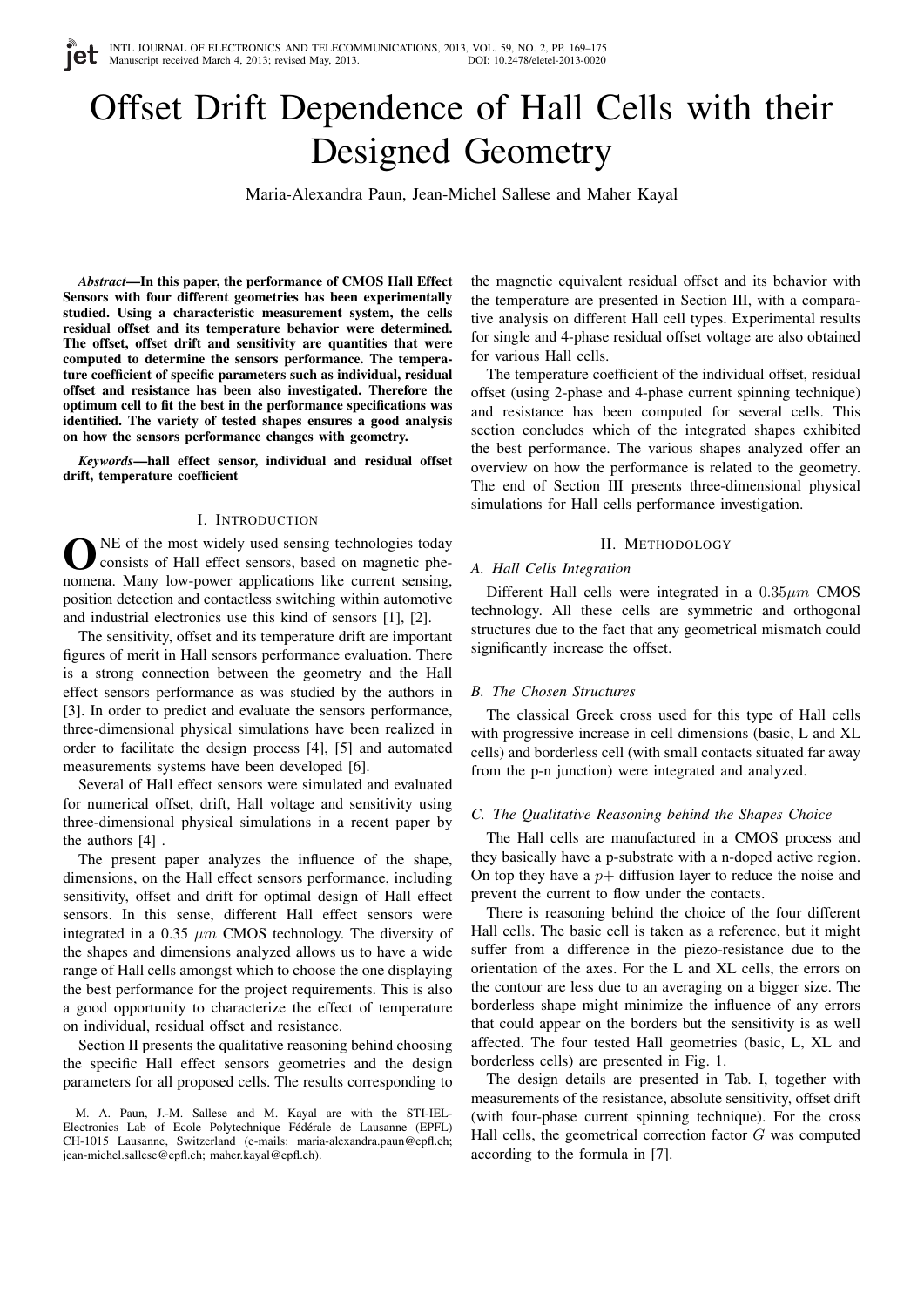# Offset Drift Dependence of Hall Cells with their Designed Geometry

Maria-Alexandra Paun, Jean-Michel Sallese and Maher Kayal

***Abstract*—In this paper, the performance of CMOS Hall Effect Sensors with four different geometries has been experimentally studied. Using a characteristic measurement system, the cells residual offset and its temperature behavior were determined. The offset, offset drift and sensitivity are quantities that were computed to determine the sensors performance. The temperature coefficient of specific parameters such as individual, residual offset and resistance has been also investigated. Therefore the optimum cell to fit the best in the performance specifications was identified. The variety of tested shapes ensures a good analysis on how the sensors performance changes with geometry.**

***Keywords*—hall effect sensor, individual and residual offset drift, temperature coefficient**

## I. Introduction

One of the most widely used sensing technologies today consists of Hall effect sensors, based on magnetic phenomena. Many low-power applications like current sensing, position detection and contactless switching within automotive and industrial electronics use this kind of sensors [1], [2].

The sensitivity, offset and its temperature drift are important figures of merit in Hall sensors performance evaluation. There is a strong connection between the geometry and the Hall effect sensors performance as was studied by the authors in [3]. In order to predict and evaluate the sensors performance, three-dimensional physical simulations have been realized in order to facilitate the design process [4], [5] and automated measurements systems have been developed [6].

Several of Hall effect sensors were simulated and evaluated for numerical offset, drift, Hall voltage and sensitivity using three-dimensional physical simulations in a recent paper by the authors [4] .

The present paper analyzes the influence of the shape, dimensions, on the Hall effect sensors performance, including sensitivity, offset and drift for optimal design of Hall effect sensors. In this sense, different Hall effect sensors were integrated in a 0.35 $\mu m$ CMOS technology. The diversity of the shapes and dimensions analyzed allows us to have a wide range of Hall cells amongst which to choose the one displaying the best performance for the project requirements. This is also a good opportunity to characterize the effect of temperature on individual, residual offset and resistance.

Section II presents the qualitative reasoning behind choosing the specific Hall effect sensors geometries and the design parameters for all proposed cells. The results corresponding to the magnetic equivalent residual offset and its behavior with the temperature are presented in Section III, with a comparative analysis on different Hall cell types. Experimental results for single and 4-phase residual offset voltage are also obtained for various Hall cells.

The temperature coefficient of the individual offset, residual offset (using 2-phase and 4-phase current spinning technique) and resistance has been computed for several cells. This section concludes which of the integrated shapes exhibited the best performance. The various shapes analyzed offer an overview on how the performance is related to the geometry. The end of Section III presents three-dimensional physical simulations for Hall cells performance investigation.

M. A. Paun, J.-M. Sallese and M. Kayal are with the STI-IEL-Electronics Lab of Ecole Polytechnique Fédérale de Lausanne (EPFL) CH-1015 Lausanne, Switzerland (e-mails: maria-alexandra.paun@epfl.ch; jean-michel.sallese@epfl.ch; maher.kayal@epfl.ch).

## II. Methodology

### A. Hall Cells Integration

Different Hall cells were integrated in a $0.35\mu m$ CMOS technology. All these cells are symmetric and orthogonal structures due to the fact that any geometrical mismatch could significantly increase the offset.

### B. The Chosen Structures

The classical Greek cross used for this type of Hall cells with progressive increase in cell dimensions (basic, L and XL cells) and borderless cell (with small contacts situated far away from the p-n junction) were integrated and analyzed.

### C. The Qualitative Reasoning behind the Shapes Choice

The Hall cells are manufactured in a CMOS process and they basically have a p-substrate with a n-doped active region. On top they have a $p+$ diffusion layer to reduce the noise and prevent the current to flow under the contacts.

There is reasoning behind the choice of the four different Hall cells. The basic cell is taken as a reference, but it might suffer from a difference in the piezo-resistance due to the orientation of the axes. For the L and XL cells, the errors on the contour are less due to an averaging on a bigger size. The borderless shape might minimize the influence of any errors that could appear on the borders but the sensitivity is as well affected. The four tested Hall geometries (basic, L, XL and borderless cells) are presented in Fig. 1.

The design details are presented in Tab. I, together with measurements of the resistance, absolute sensitivity, offset drift (with four-phase current spinning technique). For the cross Hall cells, the geometrical correction factor $G$ was computed according to the formula in [7].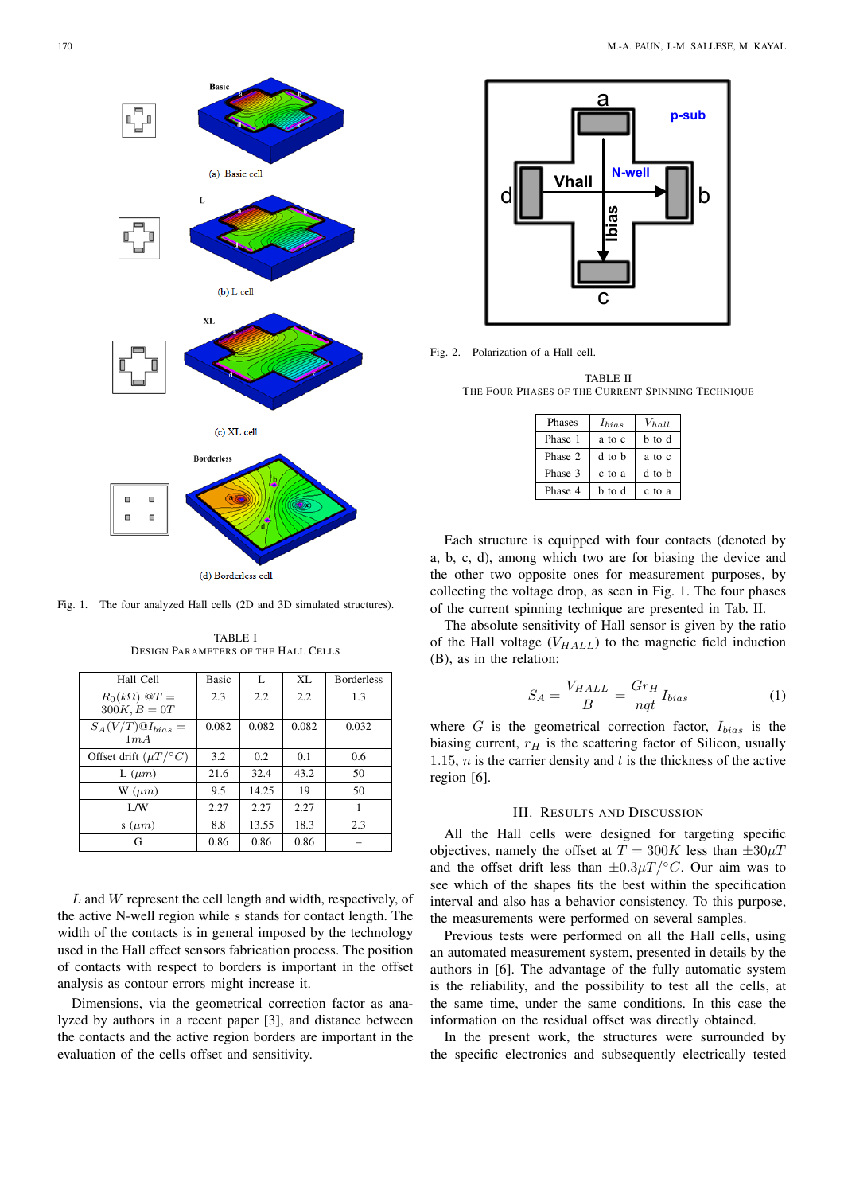(a) Basic cell

(b) L cell

(c) XL cell

(d) Borderless cell

Fig. 1. The four analyzed Hall cells (2D and 3D simulated structures).

TABLE I
DESIGN PARAMETERS OF THE HALL CELLS

| Hall Cell | Basic | L | XL | Borderless |
|---|---|---|---|---|
| $R_0(k\Omega)$ @$T = 300K, B = 0T$ | 2.3 | 2.2 | 2.2 | 1.3 |
| $S_A(V/T)$@$I_{bias} = 1mA$ | 0.082 | 0.082 | 0.082 | 0.032 |
| Offset drift ($\mu T/^{\circ}C$) | 3.2 | 0.2 | 0.1 | 0.6 |
| L ($\mu m$) | 21.6 | 32.4 | 43.2 | 50 |
| W ($\mu m$) | 9.5 | 14.25 | 19 | 50 |
| L/W | 2.27 | 2.27 | 2.27 | 1 |
| s ($\mu m$) | 8.8 | 13.55 | 18.3 | 2.3 |
| G | 0.86 | 0.86 | 0.86 | – |

$L$ and $W$ represent the cell length and width, respectively, of the active N-well region while $s$ stands for contact length. The width of the contacts is in general imposed by the technology used in the Hall effect sensors fabrication process. The position of contacts with respect to borders is important in the offset analysis as contour errors might increase it.

Dimensions, via the geometrical correction factor as analyzed by authors in a recent paper [3], and distance between the contacts and the active region borders are important in the evaluation of the cells offset and sensitivity.

Fig. 2. Polarization of a Hall cell.

TABLE II
THE FOUR PHASES OF THE CURRENT SPINNING TECHNIQUE

| Phases | $I_{bias}$ | $V_{hall}$ |
|---|---|---|
| Phase 1 | a to c | b to d |
| Phase 2 | d to b | a to c |
| Phase 3 | c to a | d to b |
| Phase 4 | b to d | c to a |

Each structure is equipped with four contacts (denoted by a, b, c, d), among which two are for biasing the device and the other two opposite ones for measurement purposes, by collecting the voltage drop, as seen in Fig. 1. The four phases of the current spinning technique are presented in Tab. II.

The absolute sensitivity of Hall sensor is given by the ratio of the Hall voltage ($V_{HALL}$) to the magnetic field induction (B), as in the relation:

$$S_A = \frac{V_{HALL}}{B} = \frac{Gr_H}{nqt} I_{bias} \tag{1}$$

where $G$ is the geometrical correction factor, $I_{bias}$ is the biasing current, $r_H$ is the scattering factor of Silicon, usually $1.15$, $n$ is the carrier density and $t$ is the thickness of the active region [6].

## III. RESULTS AND DISCUSSION

All the Hall cells were designed for targeting specific objectives, namely the offset at $T = 300K$ less than $\pm 30\mu T$ and the offset drift less than $\pm 0.3\mu T/^{\circ}C$. Our aim was to see which of the shapes fits the best within the specification interval and also has a behavior consistency. To this purpose, the measurements were performed on several samples.

Previous tests were performed on all the Hall cells, using an automated measurement system, presented in details by the authors in [6]. The advantage of the fully automatic system is the reliability, and the possibility to test all the cells, at the same time, under the same conditions. In this case the information on the residual offset was directly obtained.

In the present work, the structures were surrounded by the specific electronics and subsequently electrically tested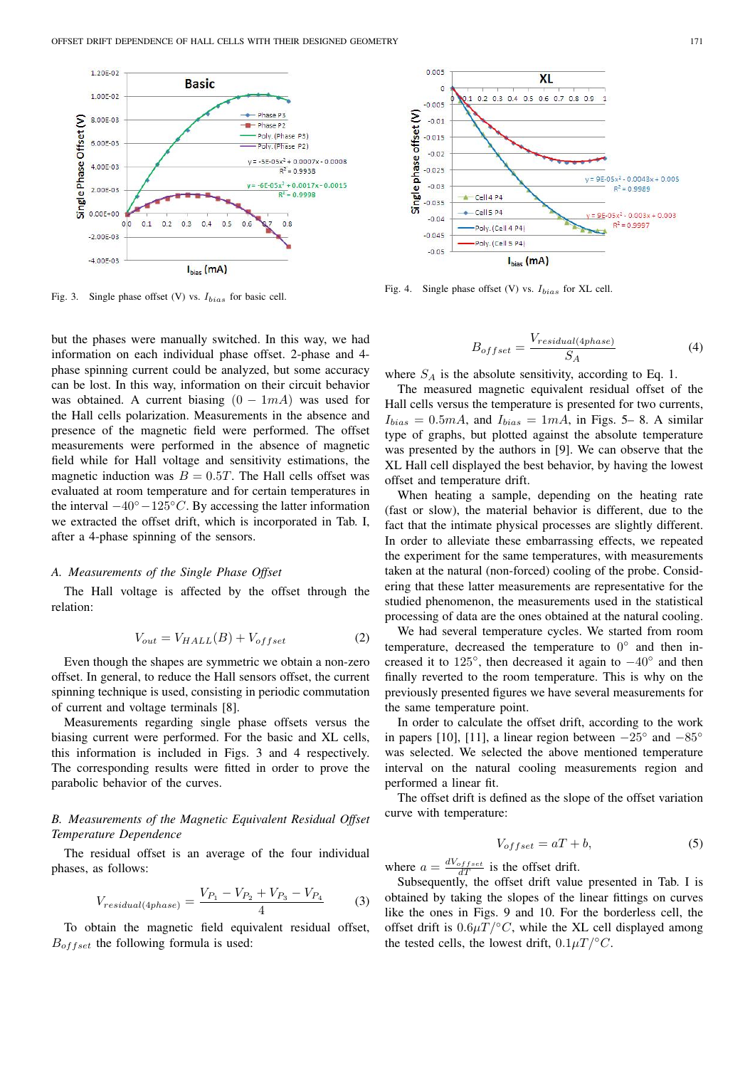Fig. 3. Single phase offset (V) vs. $I_{bias}$ for basic cell.

Fig. 4. Single phase offset (V) vs. $I_{bias}$ for XL cell.

but the phases were manually switched. In this way, we had information on each individual phase offset. 2-phase and 4-phase spinning current could be analyzed, but some accuracy can be lost. In this way, information on their circuit behavior was obtained. A current biasing $(0 - 1mA)$ was used for the Hall cells polarization. Measurements in the absence and presence of the magnetic field were performed. The offset measurements were performed in the absence of magnetic field while for Hall voltage and sensitivity estimations, the magnetic induction was $B = 0.5T$. The Hall cells offset was evaluated at room temperature and for certain temperatures in the interval $-40° - 125°C$. By accessing the latter information we extracted the offset drift, which is incorporated in Tab. I, after a 4-phase spinning of the sensors.

### *A. Measurements of the Single Phase Offset*

The Hall voltage is affected by the offset through the relation:

$$V_{out} = V_{HALL}(B) + V_{offset} \tag{2}$$

Even though the shapes are symmetric we obtain a non-zero offset. In general, to reduce the Hall sensors offset, the current spinning technique is used, consisting in periodic commutation of current and voltage terminals [8].

Measurements regarding single phase offsets versus the biasing current were performed. For the basic and XL cells, this information is included in Figs. 3 and 4 respectively. The corresponding results were fitted in order to prove the parabolic behavior of the curves.

### *B. Measurements of the Magnetic Equivalent Residual Offset Temperature Dependence*

The residual offset is an average of the four individual phases, as follows:

$$V_{residual(4phase)} = \frac{V_{P_1} - V_{P_2} + V_{P_3} - V_{P_4}}{4} \tag{3}$$

To obtain the magnetic field equivalent residual offset, $B_{offset}$ the following formula is used:

$$B_{offset} = \frac{V_{residual(4phase)}}{S_A} \tag{4}$$

where $S_A$ is the absolute sensitivity, according to Eq. 1.

The measured magnetic equivalent residual offset of the Hall cells versus the temperature is presented for two currents, $I_{bias} = 0.5mA$, and $I_{bias} = 1mA$, in Figs. 5– 8. A similar type of graphs, but plotted against the absolute temperature was presented by the authors in [9]. We can observe that the XL Hall cell displayed the best behavior, by having the lowest offset and temperature drift.

When heating a sample, depending on the heating rate (fast or slow), the material behavior is different, due to the fact that the intimate physical processes are slightly different. In order to alleviate these embarrassing effects, we repeated the experiment for the same temperatures, with measurements taken at the natural (non-forced) cooling of the probe. Considering that these latter measurements are representative for the studied phenomenon, the measurements used in the statistical processing of data are the ones obtained at the natural cooling.

We had several temperature cycles. We started from room temperature, decreased the temperature to $0°$ and then increased it to $125°$, then decreased it again to $-40°$ and then finally reverted to the room temperature. This is why on the previously presented figures we have several measurements for the same temperature point.

In order to calculate the offset drift, according to the work in papers [10], [11], a linear region between $-25°$ and $-85°$ was selected. We selected the above mentioned temperature interval on the natural cooling measurements region and performed a linear fit.

The offset drift is defined as the slope of the offset variation curve with temperature:

$$V_{offset} = aT + b, \tag{5}$$

where $a = \frac{dV_{offset}}{dT}$ is the offset drift.

Subsequently, the offset drift value presented in Tab. I is obtained by taking the slopes of the linear fittings on curves like the ones in Figs. 9 and 10. For the borderless cell, the offset drift is $0.6\mu T/°C$, while the XL cell displayed among the tested cells, the lowest drift, $0.1\mu T/°C$.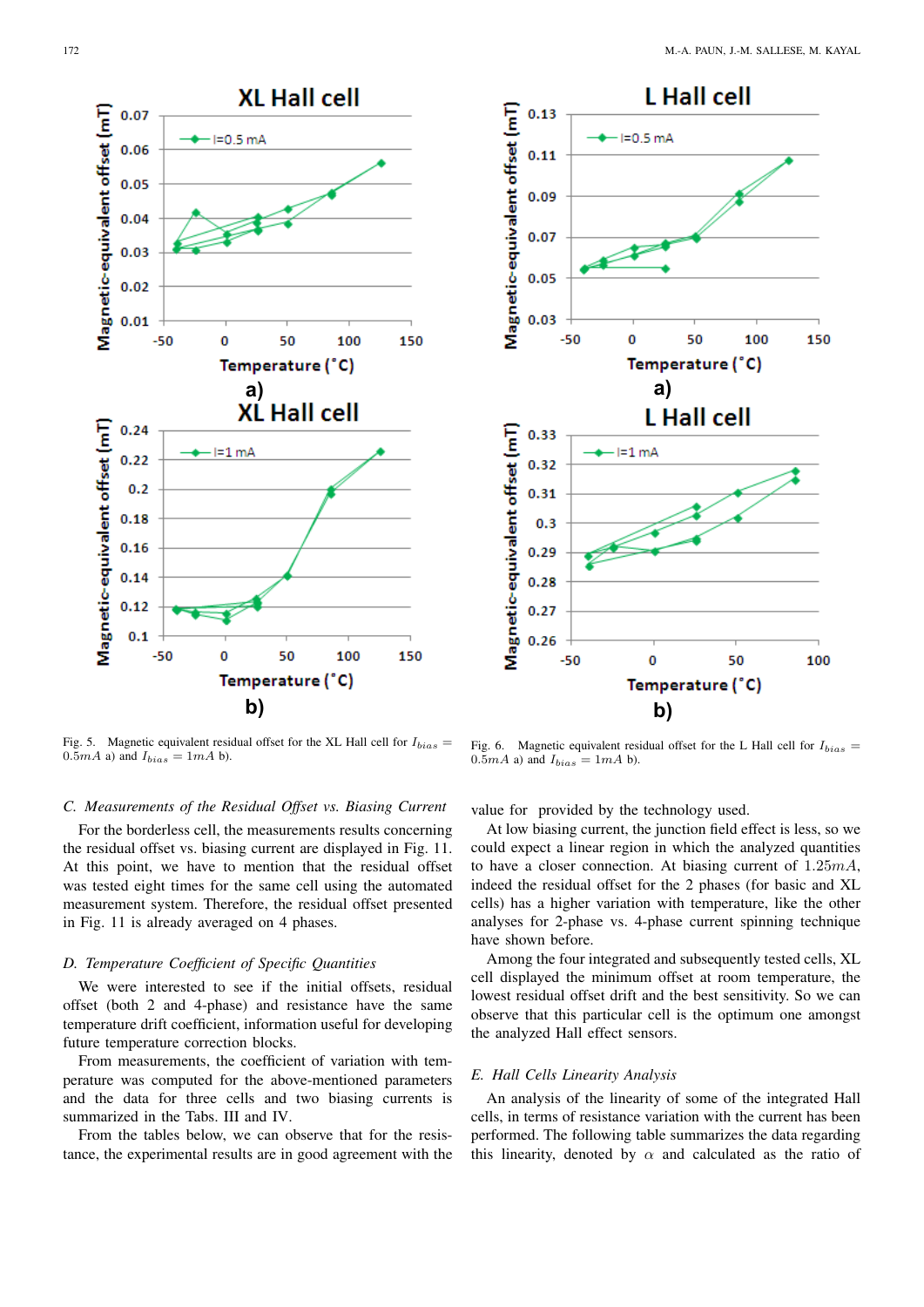Fig. 5. Magnetic equivalent residual offset for the XL Hall cell for $I_{bias} = 0.5mA$ a) and $I_{bias} = 1mA$ b).

Fig. 6. Magnetic equivalent residual offset for the L Hall cell for $I_{bias} = 0.5mA$ a) and $I_{bias} = 1mA$ b).

### C. Measurements of the Residual Offset vs. Biasing Current

For the borderless cell, the measurements results concerning the residual offset vs. biasing current are displayed in Fig. 11. At this point, we have to mention that the residual offset was tested eight times for the same cell using the automated measurement system. Therefore, the residual offset presented in Fig. 11 is already averaged on 4 phases.

### D. Temperature Coefficient of Specific Quantities

We were interested to see if the initial offsets, residual offset (both 2 and 4-phase) and resistance have the same temperature drift coefficient, information useful for developing future temperature correction blocks.

From measurements, the coefficient of variation with temperature was computed for the above-mentioned parameters and the data for three cells and two biasing currents is summarized in the Tabs. III and IV.

From the tables below, we can observe that for the resistance, the experimental results are in good agreement with the value for provided by the technology used.

At low biasing current, the junction field effect is less, so we could expect a linear region in which the analyzed quantities to have a closer connection. At biasing current of $1.25mA$, indeed the residual offset for the 2 phases (for basic and XL cells) has a higher variation with temperature, like the other analyses for 2-phase vs. 4-phase current spinning technique have shown before.

Among the four integrated and subsequently tested cells, XL cell displayed the minimum offset at room temperature, the lowest residual offset drift and the best sensitivity. So we can observe that this particular cell is the optimum one amongst the analyzed Hall effect sensors.

### E. Hall Cells Linearity Analysis

An analysis of the linearity of some of the integrated Hall cells, in terms of resistance variation with the current has been performed. The following table summarizes the data regarding this linearity, denoted by $\alpha$ and calculated as the ratio of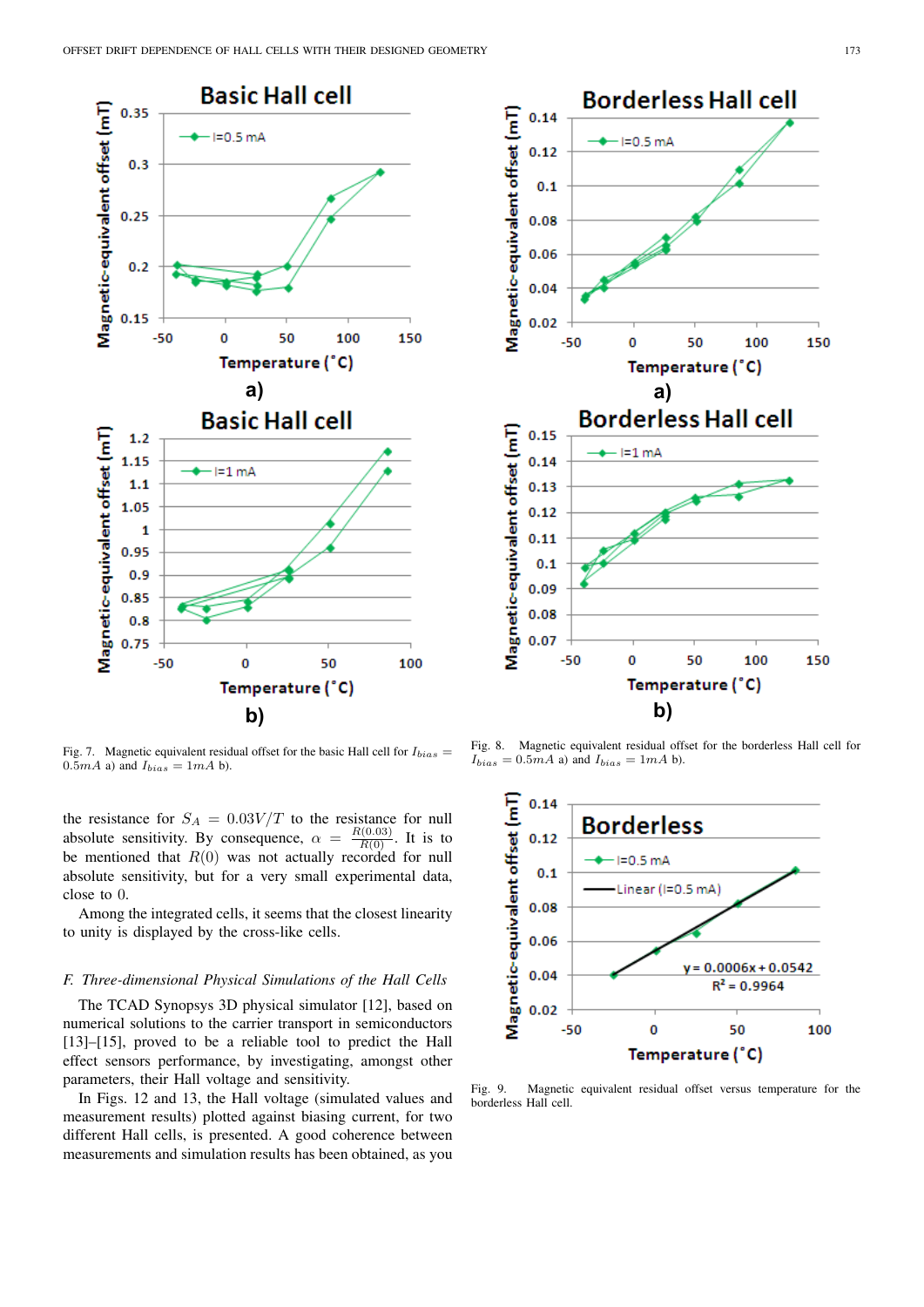Fig. 7. Magnetic equivalent residual offset for the basic Hall cell for $I_{bias} = 0.5mA$ a) and $I_{bias} = 1mA$ b).

Fig. 8. Magnetic equivalent residual offset for the borderless Hall cell for $I_{bias} = 0.5mA$ a) and $I_{bias} = 1mA$ b).

the resistance for $S_A = 0.03V/T$ to the resistance for null absolute sensitivity. By consequence, $\alpha = \frac{R(0.03)}{R(0)}$. It is to be mentioned that $R(0)$ was not actually recorded for null absolute sensitivity, but for a very small experimental data, close to 0.

Among the integrated cells, it seems that the closest linearity to unity is displayed by the cross-like cells.

### *F. Three-dimensional Physical Simulations of the Hall Cells*

The TCAD Synopsys 3D physical simulator [12], based on numerical solutions to the carrier transport in semiconductors [13]–[15], proved to be a reliable tool to predict the Hall effect sensors performance, by investigating, amongst other parameters, their Hall voltage and sensitivity.

In Figs. 12 and 13, the Hall voltage (simulated values and measurement results) plotted against biasing current, for two different Hall cells, is presented. A good coherence between measurements and simulation results has been obtained, as you

Fig. 9. Magnetic equivalent residual offset versus temperature for the borderless Hall cell.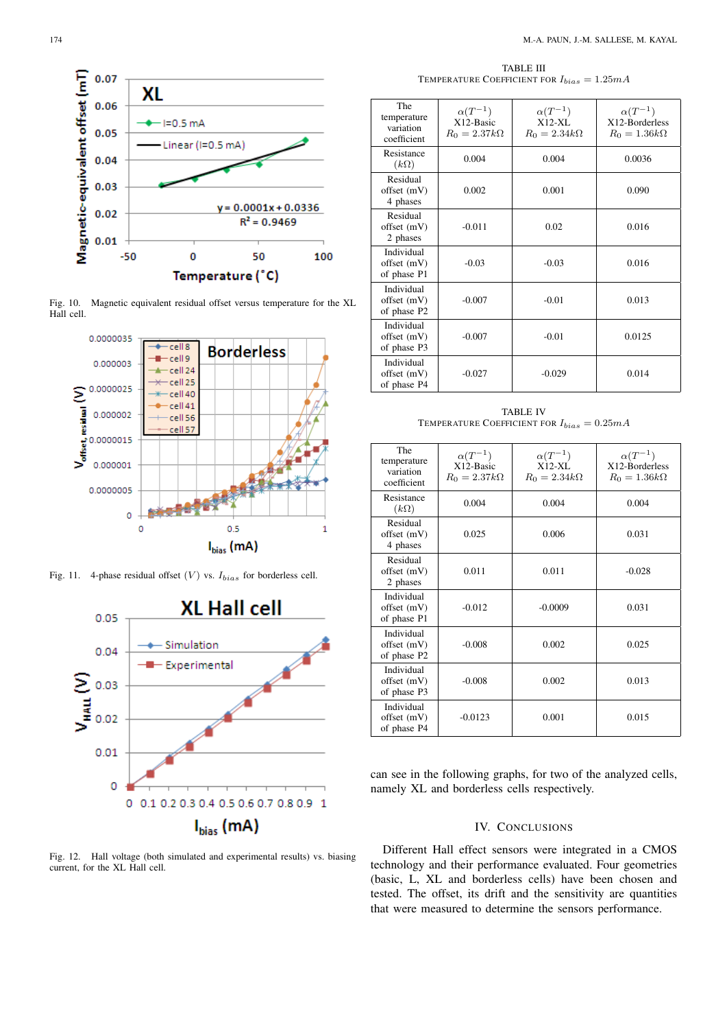Fig. 10. Magnetic equivalent residual offset versus temperature for the XL Hall cell.

Fig. 11. 4-phase residual offset $(V)$ vs. $I_{bias}$ for borderless cell.

Fig. 12. Hall voltage (both simulated and experimental results) vs. biasing current, for the XL Hall cell.

TABLE III
TEMPERATURE COEFFICIENT FOR $I_{bias} = 1.25mA$

| The temperature variation coefficient | $\alpha(T^{-1})$ X12-Basic $R_0 = 2.37k\Omega$ | $\alpha(T^{-1})$ X12-XL $R_0 = 2.34k\Omega$ | $\alpha(T^{-1})$ X12-Borderless $R_0 = 1.36k\Omega$ |
|---|---|---|---|
| Resistance $(k\Omega)$ | 0.004 | 0.004 | 0.0036 |
| Residual offset (mV) 4 phases | 0.002 | 0.001 | 0.090 |
| Residual offset (mV) 2 phases | -0.011 | 0.02 | 0.016 |
| Individual offset (mV) of phase P1 | -0.03 | -0.03 | 0.016 |
| Individual offset (mV) of phase P2 | -0.007 | -0.01 | 0.013 |
| Individual offset (mV) of phase P3 | -0.007 | -0.01 | 0.0125 |
| Individual offset (mV) of phase P4 | -0.027 | -0.029 | 0.014 |

TABLE IV
TEMPERATURE COEFFICIENT FOR $I_{bias} = 0.25mA$

| The temperature variation coefficient | $\alpha(T^{-1})$ X12-Basic $R_0 = 2.37k\Omega$ | $\alpha(T^{-1})$ X12-XL $R_0 = 2.34k\Omega$ | $\alpha(T^{-1})$ X12-Borderless $R_0 = 1.36k\Omega$ |
|---|---|---|---|
| Resistance $(k\Omega)$ | 0.004 | 0.004 | 0.004 |
| Residual offset (mV) 4 phases | 0.025 | 0.006 | 0.031 |
| Residual offset (mV) 2 phases | 0.011 | 0.011 | -0.028 |
| Individual offset (mV) of phase P1 | -0.012 | -0.0009 | 0.031 |
| Individual offset (mV) of phase P2 | -0.008 | 0.002 | 0.025 |
| Individual offset (mV) of phase P3 | -0.008 | 0.002 | 0.013 |
| Individual offset (mV) of phase P4 | -0.0123 | 0.001 | 0.015 |

can see in the following graphs, for two of the analyzed cells, namely XL and borderless cells respectively.

## IV. Conclusions

Different Hall effect sensors were integrated in a CMOS technology and their performance evaluated. Four geometries (basic, L, XL and borderless cells) have been chosen and tested. The offset, its drift and the sensitivity are quantities that were measured to determine the sensors performance.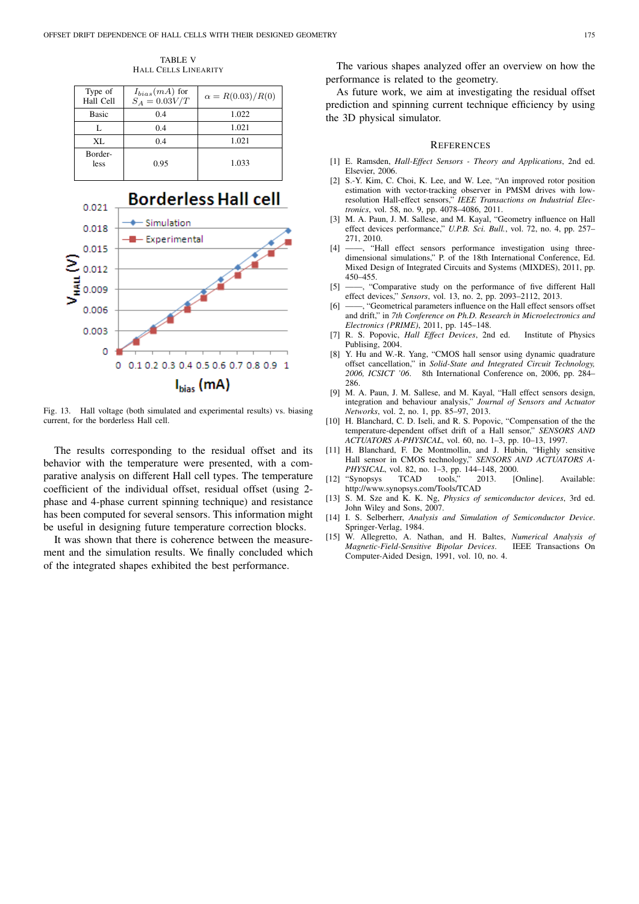TABLE V
HALL CELLS LINEARITY

| Type of Hall Cell | $I_{bias}(mA)$ for $S_A = 0.03V/T$ | $\alpha = R(0.03)/R(0)$ |
| --- | --- | --- |
| Basic | 0.4 | 1.022 |
| L | 0.4 | 1.021 |
| XL | 0.4 | 1.021 |
| Border-less | 0.95 | 1.033 |

Borderless Hall cell

0.021
0.018
0.015
0.012
0.009
0.006
0.003
0

$V_{HALL}$ (V)

Simulation
Experimental

0 0.1 0.2 0.3 0.4 0.5 0.6 0.7 0.8 0.9 1

$I_{bias}$ (mA)

Fig. 13. Hall voltage (both simulated and experimental results) vs. biasing current, for the borderless Hall cell.

The results corresponding to the residual offset and its behavior with the temperature were presented, with a comparative analysis on different Hall cell types. The temperature coefficient of the individual offset, residual offset (using 2-phase and 4-phase current spinning technique) and resistance has been computed for several sensors. This information might be useful in designing future temperature correction blocks.

It was shown that there is coherence between the measurement and the simulation results. We finally concluded which of the integrated shapes exhibited the best performance.

The various shapes analyzed offer an overview on how the performance is related to the geometry.

As future work, we aim at investigating the residual offset prediction and spinning current technique efficiency by using the 3D physical simulator.

## REFERENCES

[1] E. Ramsden, *Hall-Effect Sensors - Theory and Applications*, 2nd ed. Elsevier, 2006.

[2] S.-Y. Kim, C. Choi, K. Lee, and W. Lee, "An improved rotor position estimation with vector-tracking observer in PMSM drives with low-resolution Hall-effect sensors," *IEEE Transactions on Industrial Electronics*, vol. 58, no. 9, pp. 4078–4086, 2011.

[3] M. A. Paun, J. M. Sallese, and M. Kayal, "Geometry influence on Hall effect devices performance," *U.P.B. Sci. Bull.*, vol. 72, no. 4, pp. 257–271, 2010.

[4] ——, "Hall effect sensors performance investigation using three-dimensional simulations," P. of the 18th International Conference, Ed. Mixed Design of Integrated Circuits and Systems (MIXDES), 2011, pp. 450–455.

[5] ——, "Comparative study on the performance of five different Hall effect devices," *Sensors*, vol. 13, no. 2, pp. 2093–2112, 2013.

[6] ——, "Geometrical parameters influence on the Hall effect sensors offset and drift," in *7th Conference on Ph.D. Research in Microelectronics and Electronics (PRIME)*, 2011, pp. 145–148.

[7] R. S. Popovic, *Hall Effect Devices*, 2nd ed. Institute of Physics Publising, 2004.

[8] Y. Hu and W.-R. Yang, "CMOS hall sensor using dynamic quadrature offset cancellation," in *Solid-State and Integrated Circuit Technology, 2006, ICSICT '06.* 8th International Conference on, 2006, pp. 284–286.

[9] M. A. Paun, J. M. Sallese, and M. Kayal, "Hall effect sensors design, integration and behaviour analysis," *Journal of Sensors and Actuator Networks*, vol. 2, no. 1, pp. 85–97, 2013.

[10] H. Blanchard, C. D. Iseli, and R. S. Popovic, "Compensation of the the temperature-dependent offset drift of a Hall sensor," *SENSORS AND ACTUATORS A-PHYSICAL*, vol. 60, no. 1–3, pp. 10–13, 1997.

[11] H. Blanchard, F. De Montmollin, and J. Hubin, "Highly sensitive Hall sensor in CMOS technology," *SENSORS AND ACTUATORS A-PHYSICAL*, vol. 82, no. 1–3, pp. 144–148, 2000.

[12] "Synopsys TCAD tools," 2013. [Online]. Available: http://www.synopsys.com/Tools/TCAD

[13] S. M. Sze and K. K. Ng, *Physics of semiconductor devices*, 3rd ed. John Wiley and Sons, 2007.

[14] I. S. Selberherr, *Analysis and Simulation of Semiconductor Device*. Springer-Verlag, 1984.

[15] W. Allegretto, A. Nathan, and H. Baltes, *Numerical Analysis of Magnetic-Field-Sensitive Bipolar Devices*. IEEE Transactions On Computer-Aided Design, 1991, vol. 10, no. 4.